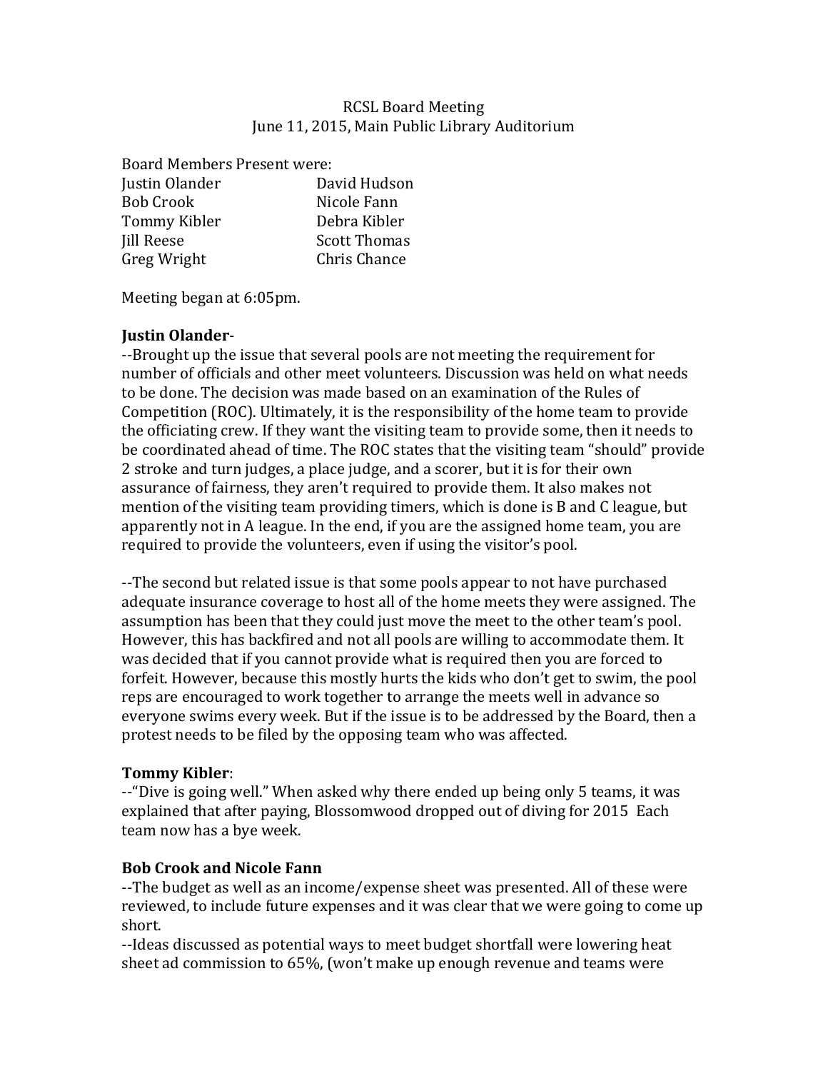RCSL Board Meeting
June 11, 2015, Main Public Library Auditorium

Board Members Present were:

| | |
|---|---|
| Justin Olander | David Hudson |
| Bob Crook | Nicole Fann |
| Tommy Kibler | Debra Kibler |
| Jill Reese | Scott Thomas |
| Greg Wright | Chris Chance |

Meeting began at 6:05pm.

**Justin Olander**-

--Brought up the issue that several pools are not meeting the requirement for number of officials and other meet volunteers. Discussion was held on what needs to be done. The decision was made based on an examination of the Rules of Competition (ROC). Ultimately, it is the responsibility of the home team to provide the officiating crew. If they want the visiting team to provide some, then it needs to be coordinated ahead of time. The ROC states that the visiting team "should" provide 2 stroke and turn judges, a place judge, and a scorer, but it is for their own assurance of fairness, they aren't required to provide them. It also makes not mention of the visiting team providing timers, which is done is B and C league, but apparently not in A league. In the end, if you are the assigned home team, you are required to provide the volunteers, even if using the visitor's pool.

--The second but related issue is that some pools appear to not have purchased adequate insurance coverage to host all of the home meets they were assigned. The assumption has been that they could just move the meet to the other team's pool. However, this has backfired and not all pools are willing to accommodate them. It was decided that if you cannot provide what is required then you are forced to forfeit. However, because this mostly hurts the kids who don't get to swim, the pool reps are encouraged to work together to arrange the meets well in advance so everyone swims every week. But if the issue is to be addressed by the Board, then a protest needs to be filed by the opposing team who was affected.

**Tommy Kibler**:

--"Dive is going well." When asked why there ended up being only 5 teams, it was explained that after paying, Blossomwood dropped out of diving for 2015 Each team now has a bye week.

**Bob Crook and Nicole Fann**

--The budget as well as an income/expense sheet was presented. All of these were reviewed, to include future expenses and it was clear that we were going to come up short.

--Ideas discussed as potential ways to meet budget shortfall were lowering heat sheet ad commission to 65%, (won't make up enough revenue and teams were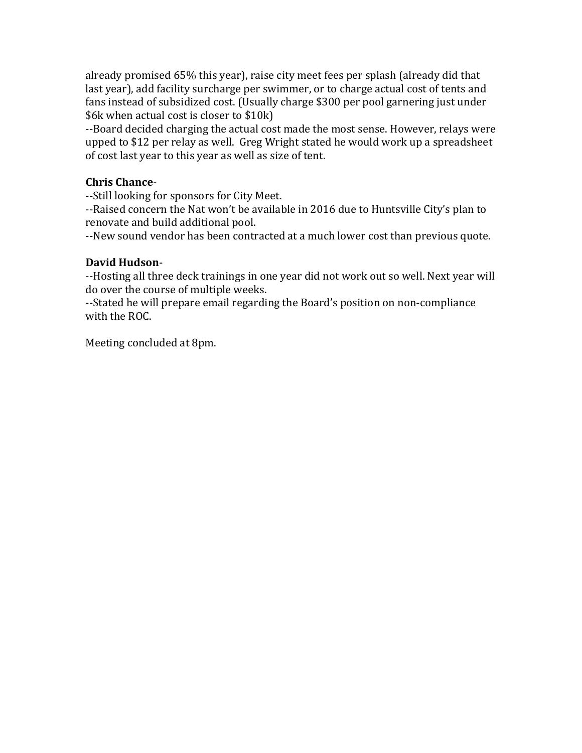already promised 65% this year), raise city meet fees per splash (already did that last year), add facility surcharge per swimmer, or to charge actual cost of tents and fans instead of subsidized cost. (Usually charge $300 per pool garnering just under $6k when actual cost is closer to $10k)

--Board decided charging the actual cost made the most sense. However, relays were upped to $12 per relay as well. Greg Wright stated he would work up a spreadsheet of cost last year to this year as well as size of tent.

**Chris Chance**-

--Still looking for sponsors for City Meet.

--Raised concern the Nat won't be available in 2016 due to Huntsville City's plan to renovate and build additional pool.

--New sound vendor has been contracted at a much lower cost than previous quote.

**David Hudson**-

--Hosting all three deck trainings in one year did not work out so well. Next year will do over the course of multiple weeks.

--Stated he will prepare email regarding the Board's position on non-compliance with the ROC.

Meeting concluded at 8pm.